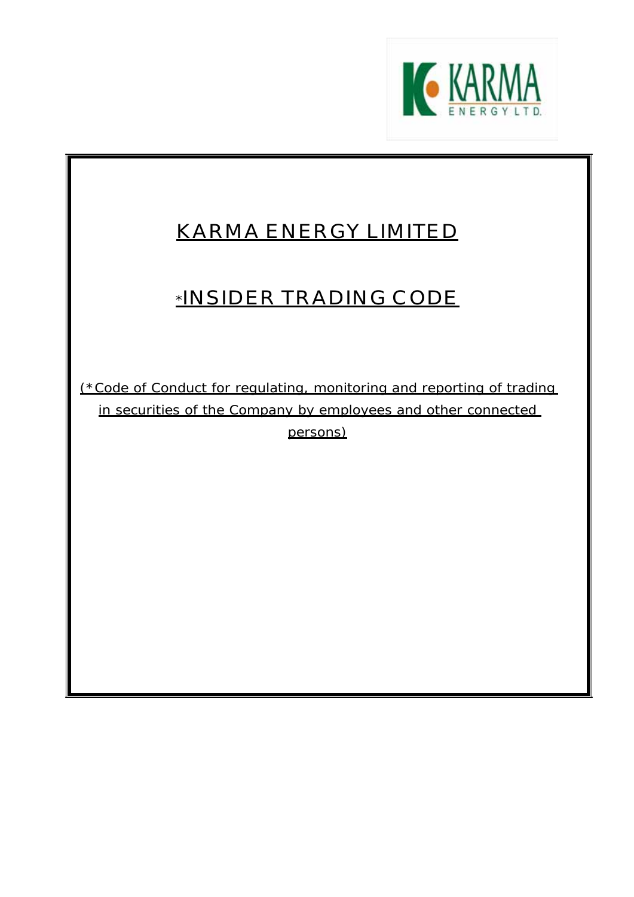# KARMA ENERGY LIMITED

## *INSIDER TRADING CODE

(*Code of Conduct for regulating, monitoring and reporting of trading in securities of the Company by employees and other connected persons)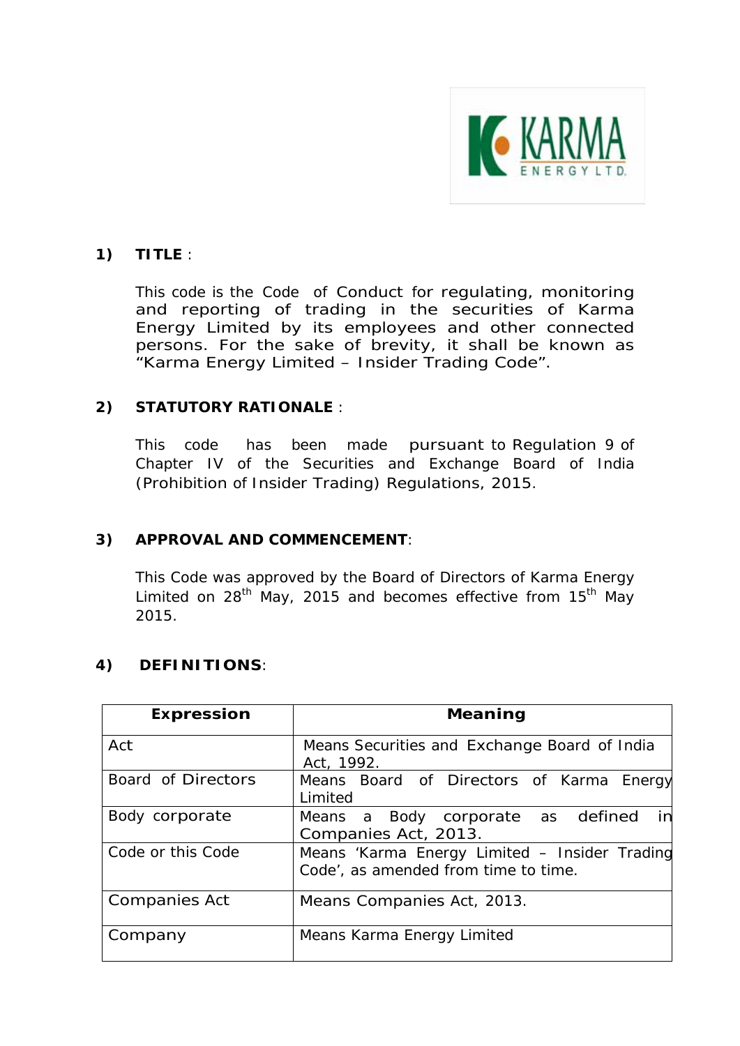## 1) TITLE :

This code is the Code of Conduct for regulating, monitoring and reporting of trading in the securities of Karma Energy Limited by its employees and other connected persons. For the sake of brevity, it shall be known as "Karma Energy Limited – Insider Trading Code".

## 2) STATUTORY RATIONALE :

This code has been made pursuant to Regulation 9 of Chapter IV of the Securities and Exchange Board of India (Prohibition of Insider Trading) Regulations, 2015.

## 3) APPROVAL AND COMMENCEMENT:

This Code was approved by the Board of Directors of Karma Energy Limited on 28th May, 2015 and becomes effective from 15th May 2015.

## 4) DEFINITIONS:

| Expression | Meaning |
|---|---|
| Act | Means Securities and Exchange Board of India Act, 1992. |
| Board of Directors | Means Board of Directors of Karma Energy Limited |
| Body corporate | Means a Body corporate as defined in Companies Act, 2013. |
| Code or this Code | Means 'Karma Energy Limited – Insider Trading Code', as amended from time to time. |
| Companies Act | Means Companies Act, 2013. |
| Company | Means Karma Energy Limited |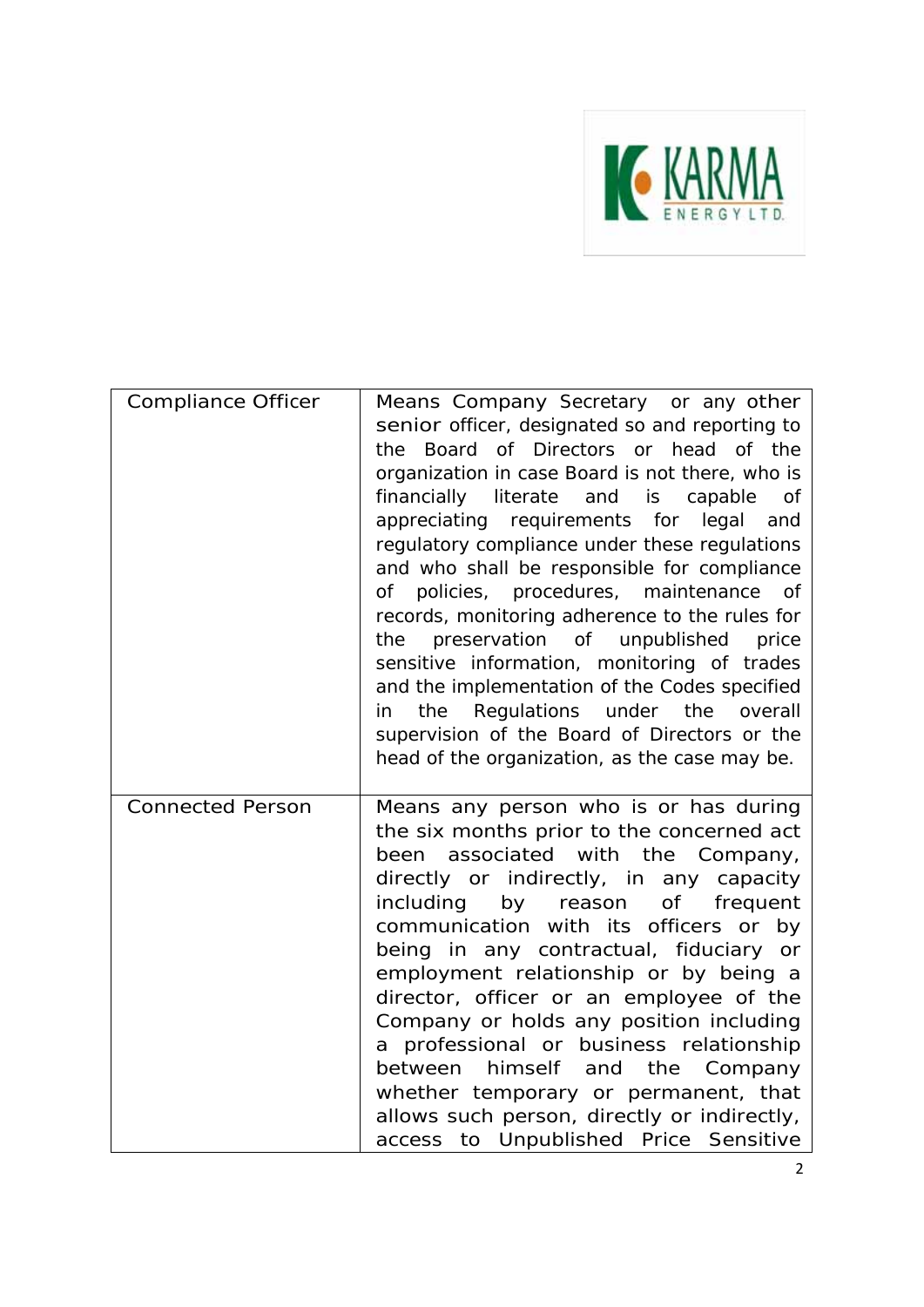| Compliance Officer | Means Company Secretary or any other senior officer, designated so and reporting to the Board of Directors or head of the organization in case Board is not there, who is financially literate and is capable of appreciating requirements for legal and regulatory compliance under these regulations and who shall be responsible for compliance of policies, procedures, maintenance of records, monitoring adherence to the rules for the preservation of unpublished price sensitive information, monitoring of trades and the implementation of the Codes specified in the Regulations under the overall supervision of the Board of Directors or the head of the organization, as the case may be. |
|---|---|
| Connected Person | Means any person who is or has during the six months prior to the concerned act been associated with the Company, directly or indirectly, in any capacity including by reason of frequent communication with its officers or by being in any contractual, fiduciary or employment relationship or by being a director, officer or an employee of the Company or holds any position including a professional or business relationship between himself and the Company whether temporary or permanent, that allows such person, directly or indirectly, access to Unpublished Price Sensitive |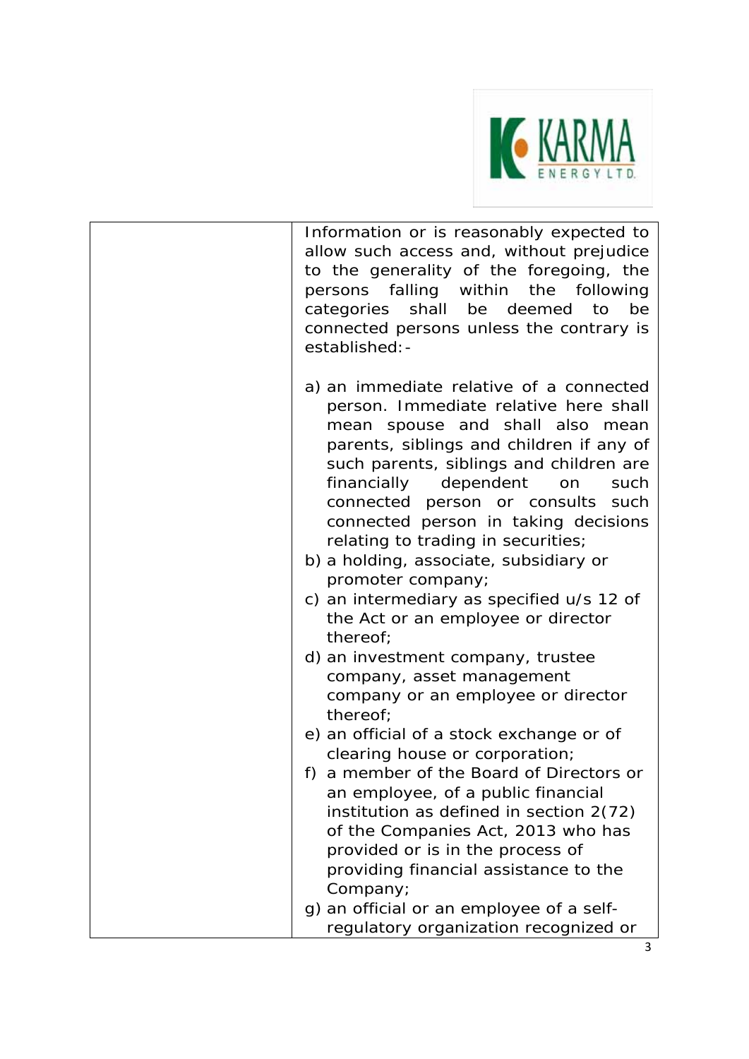|  | Information or is reasonably expected to allow such access and, without prejudice to the generality of the foregoing, the persons falling within the following categories shall be deemed to be connected persons unless the contrary is established:-<br><br>a) an immediate relative of a connected person. Immediate relative here shall mean spouse and shall also mean parents, siblings and children if any of such parents, siblings and children are financially dependent on such connected person or consults such connected person in taking decisions relating to trading in securities;<br>b) a holding, associate, subsidiary or promoter company;<br>c) an intermediary as specified u/s 12 of the Act or an employee or director thereof;<br>d) an investment company, trustee company, asset management company or an employee or director thereof;<br>e) an official of a stock exchange or of clearing house or corporation;<br>f) a member of the Board of Directors or an employee, of a public financial institution as defined in section 2(72) of the Companies Act, 2013 who has provided or is in the process of providing financial assistance to the Company;<br>g) an official or an employee of a self-regulatory organization recognized or |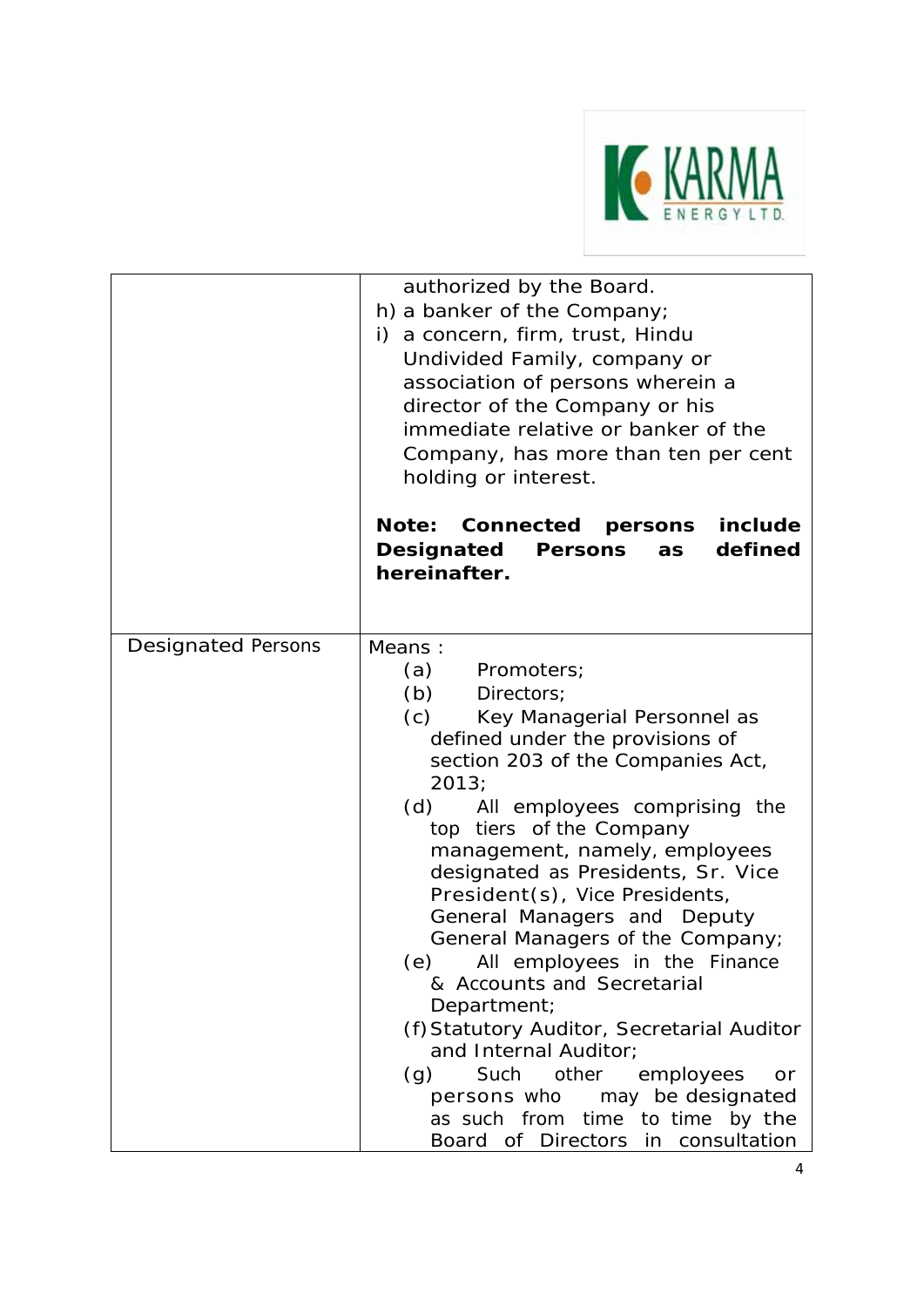| | |
|---|---|
| | authorized by the Board.<br>h) a banker of the Company;<br>i) a concern, firm, trust, Hindu Undivided Family, company or association of persons wherein a director of the Company or his immediate relative or banker of the Company, has more than ten per cent holding or interest.<br><br>**Note: Connected persons include Designated Persons as defined hereinafter.** |
| Designated Persons | Means :<br>(a) Promoters;<br>(b) Directors;<br>(c) Key Managerial Personnel as defined under the provisions of section 203 of the Companies Act, 2013;<br>(d) All employees comprising the top tiers of the Company management, namely, employees designated as Presidents, Sr. Vice President(s), Vice Presidents, General Managers and Deputy General Managers of the Company;<br>(e) All employees in the Finance & Accounts and Secretarial Department;<br>(f) Statutory Auditor, Secretarial Auditor and Internal Auditor;<br>(g) Such other employees or persons who may be designated as such from time to time by the Board of Directors in consultation |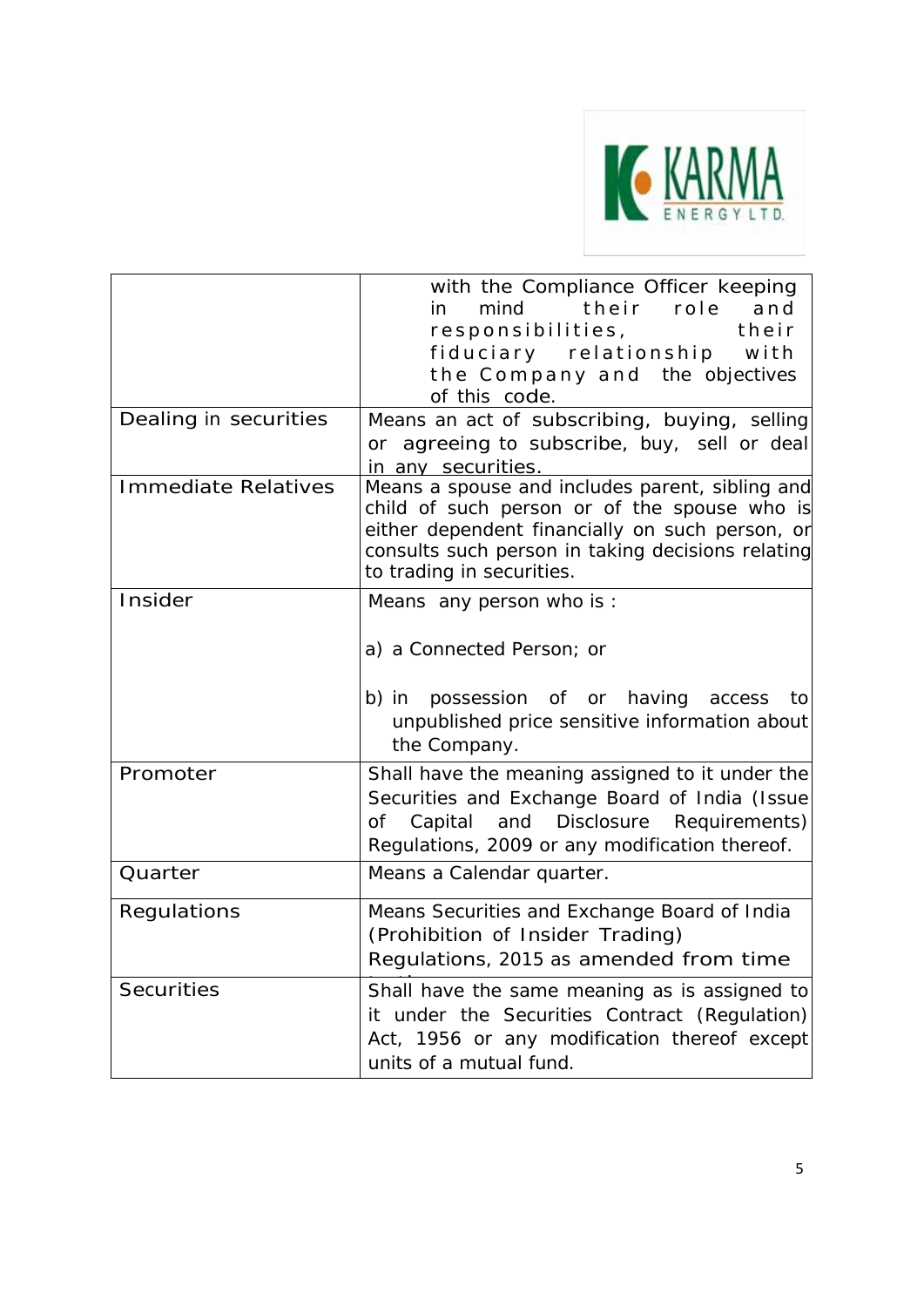| | |
|---|---|
| | with the Compliance Officer keeping in mind their role and responsibilities, their fiduciary relationship with the Company and the objectives of this code. |
| Dealing in securities | Means an act of subscribing, buying, selling or agreeing to subscribe, buy, sell or deal in any securities. |
| Immediate Relatives | Means a spouse and includes parent, sibling and child of such person or of the spouse who is either dependent financially on such person, or consults such person in taking decisions relating to trading in securities. |
| Insider | Means any person who is :<br><br>a) a Connected Person; or<br><br>b) in possession of or having access to unpublished price sensitive information about the Company. |
| Promoter | Shall have the meaning assigned to it under the Securities and Exchange Board of India (Issue of Capital and Disclosure Requirements) Regulations, 2009 or any modification thereof. |
| Quarter | Means a Calendar quarter. |
| Regulations | Means Securities and Exchange Board of India (Prohibition of Insider Trading) Regulations, 2015 as amended from time |
| Securities | Shall have the same meaning as is assigned to it under the Securities Contract (Regulation) Act, 1956 or any modification thereof except units of a mutual fund. |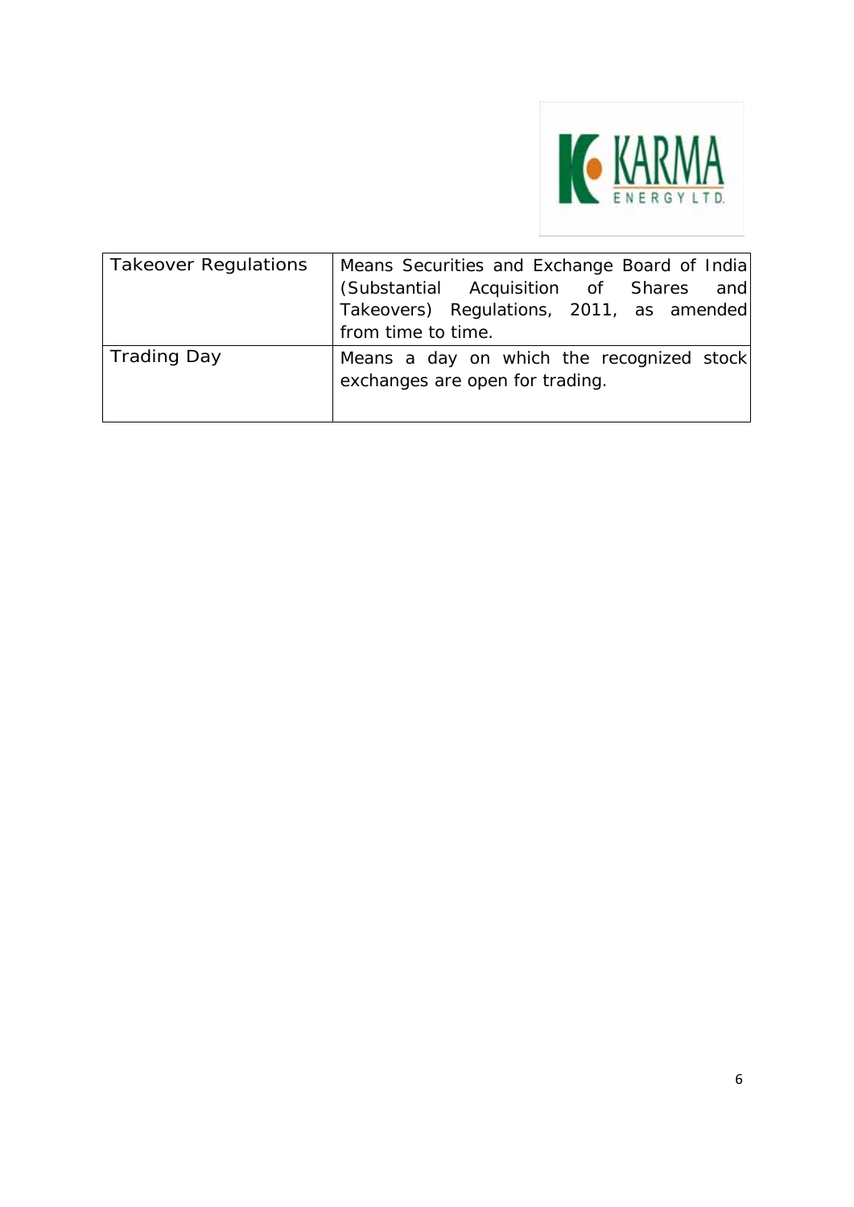| Takeover Regulations | Means Securities and Exchange Board of India (Substantial Acquisition of Shares and Takeovers) Regulations, 2011, as amended from time to time. |
|---|---|
| Trading Day | Means a day on which the recognized stock exchanges are open for trading. |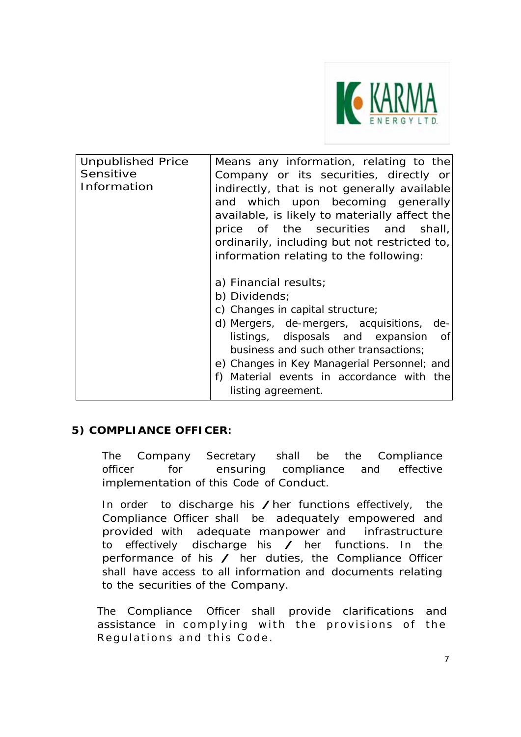| Unpublished Price Sensitive Information | Means any information, relating to the Company or its securities, directly or indirectly, that is not generally available and which upon becoming generally available, is likely to materially affect the price of the securities and shall, ordinarily, including but not restricted to, information relating to the following:<br><br>a) Financial results;<br>b) Dividends;<br>c) Changes in capital structure;<br>d) Mergers, de-mergers, acquisitions, de-listings, disposals and expansion of business and such other transactions;<br>e) Changes in Key Managerial Personnel; and<br>f) Material events in accordance with the listing agreement. |
|---|---|

**5) COMPLIANCE OFFICER:**

The Company Secretary shall be the Compliance officer for ensuring compliance and effective implementation of this Code of Conduct.

In order to discharge his / her functions effectively, the Compliance Officer shall be adequately empowered and provided with adequate manpower and infrastructure to effectively discharge his / her functions. In the performance of his / her duties, the Compliance Officer shall have access to all information and documents relating to the securities of the Company.

The Compliance Officer shall provide clarifications and assistance in complying with the provisions of the Regulations and this Code.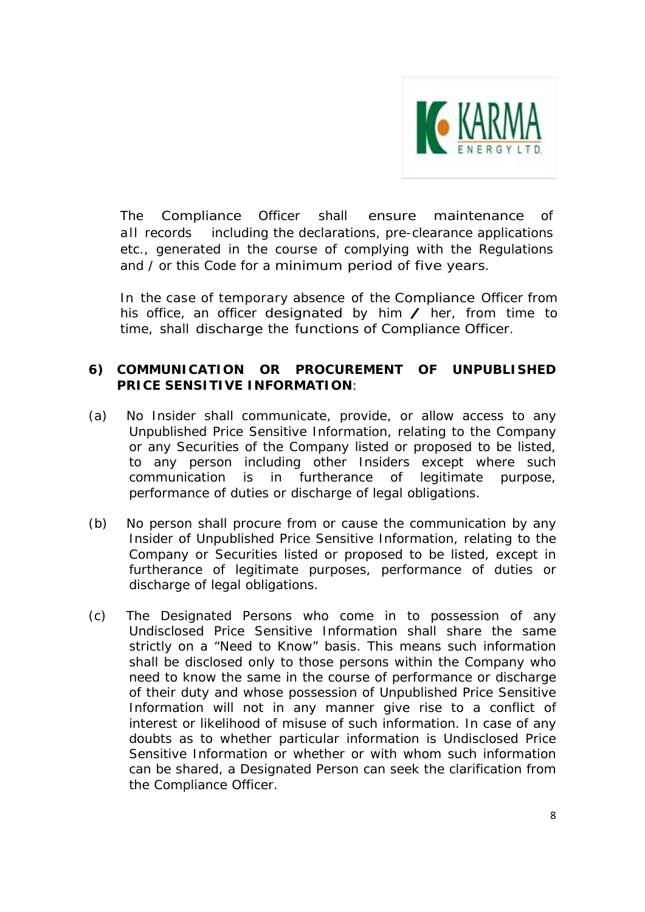The Compliance Officer shall ensure maintenance of all records including the declarations, pre-clearance applications etc., generated in the course of complying with the Regulations and / or this Code for a minimum period of five years.

In the case of temporary absence of the Compliance Officer from his office, an officer designated by him / her, from time to time, shall discharge the functions of Compliance Officer.

**6) COMMUNICATION OR PROCUREMENT OF UNPUBLISHED PRICE SENSITIVE INFORMATION**:

(a) No Insider shall communicate, provide, or allow access to any Unpublished Price Sensitive Information, relating to the Company or any Securities of the Company listed or proposed to be listed, to any person including other Insiders except where such communication is in furtherance of legitimate purpose, performance of duties or discharge of legal obligations.

(b) No person shall procure from or cause the communication by any Insider of Unpublished Price Sensitive Information, relating to the Company or Securities listed or proposed to be listed, except in furtherance of legitimate purposes, performance of duties or discharge of legal obligations.

(c) The Designated Persons who come in to possession of any Undisclosed Price Sensitive Information shall share the same strictly on a "Need to Know" basis. This means such information shall be disclosed only to those persons within the Company who need to know the same in the course of performance or discharge of their duty and whose possession of Unpublished Price Sensitive Information will not in any manner give rise to a conflict of interest or likelihood of misuse of such information. In case of any doubts as to whether particular information is Undisclosed Price Sensitive Information or whether or with whom such information can be shared, a Designated Person can seek the clarification from the Compliance Officer.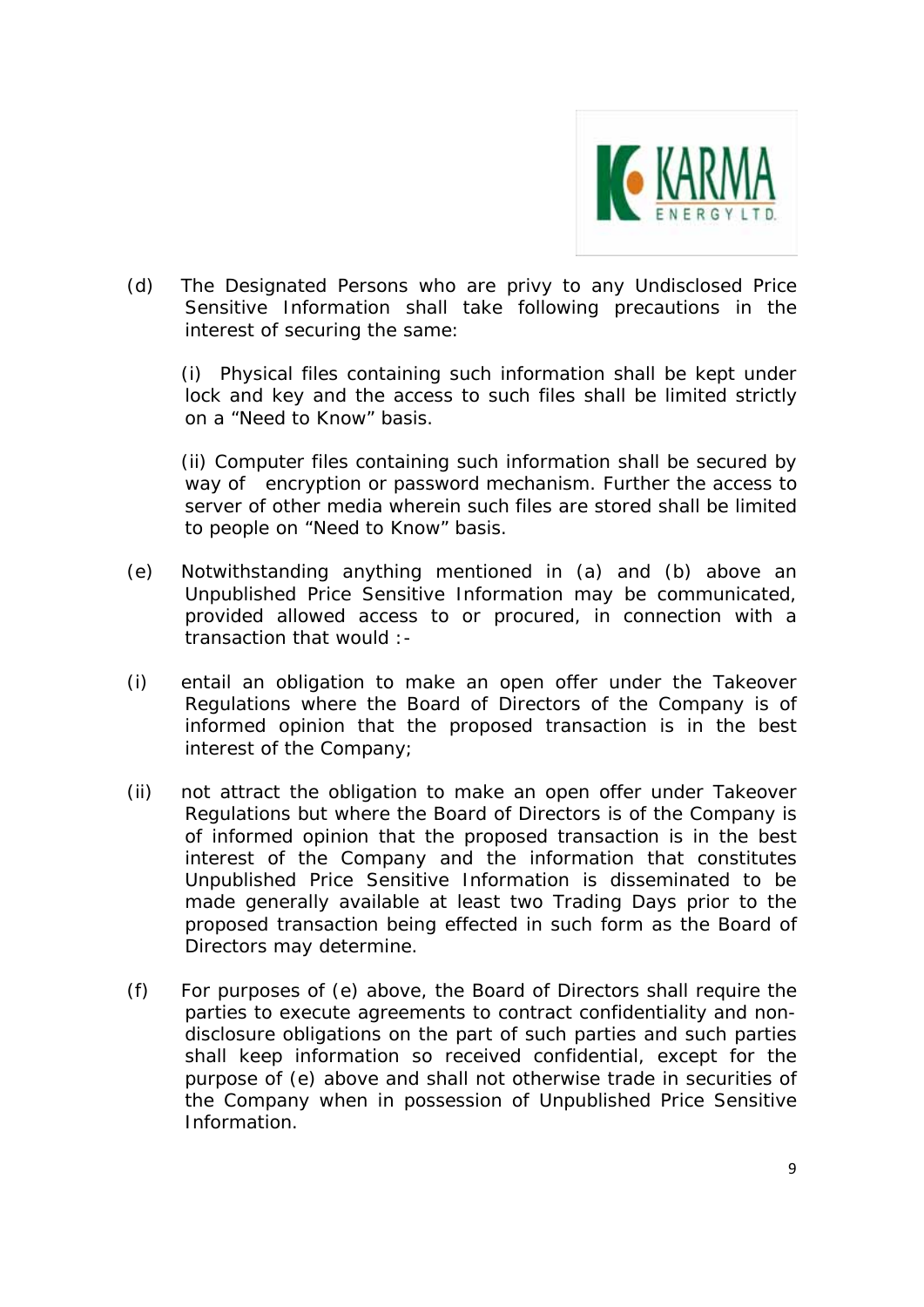(d) The Designated Persons who are privy to any Undisclosed Price Sensitive Information shall take following precautions in the interest of securing the same:

(i) Physical files containing such information shall be kept under lock and key and the access to such files shall be limited strictly on a "Need to Know" basis.

(ii) Computer files containing such information shall be secured by way of encryption or password mechanism. Further the access to server of other media wherein such files are stored shall be limited to people on "Need to Know" basis.

(e) Notwithstanding anything mentioned in (a) and (b) above an Unpublished Price Sensitive Information may be communicated, provided allowed access to or procured, in connection with a transaction that would :-

(i) entail an obligation to make an open offer under the Takeover Regulations where the Board of Directors of the Company is of informed opinion that the proposed transaction is in the best interest of the Company;

(ii) not attract the obligation to make an open offer under Takeover Regulations but where the Board of Directors is of the Company is of informed opinion that the proposed transaction is in the best interest of the Company and the information that constitutes Unpublished Price Sensitive Information is disseminated to be made generally available at least two Trading Days prior to the proposed transaction being effected in such form as the Board of Directors may determine.

(f) For purposes of (e) above, the Board of Directors shall require the parties to execute agreements to contract confidentiality and non-disclosure obligations on the part of such parties and such parties shall keep information so received confidential, except for the purpose of (e) above and shall not otherwise trade in securities of the Company when in possession of Unpublished Price Sensitive Information.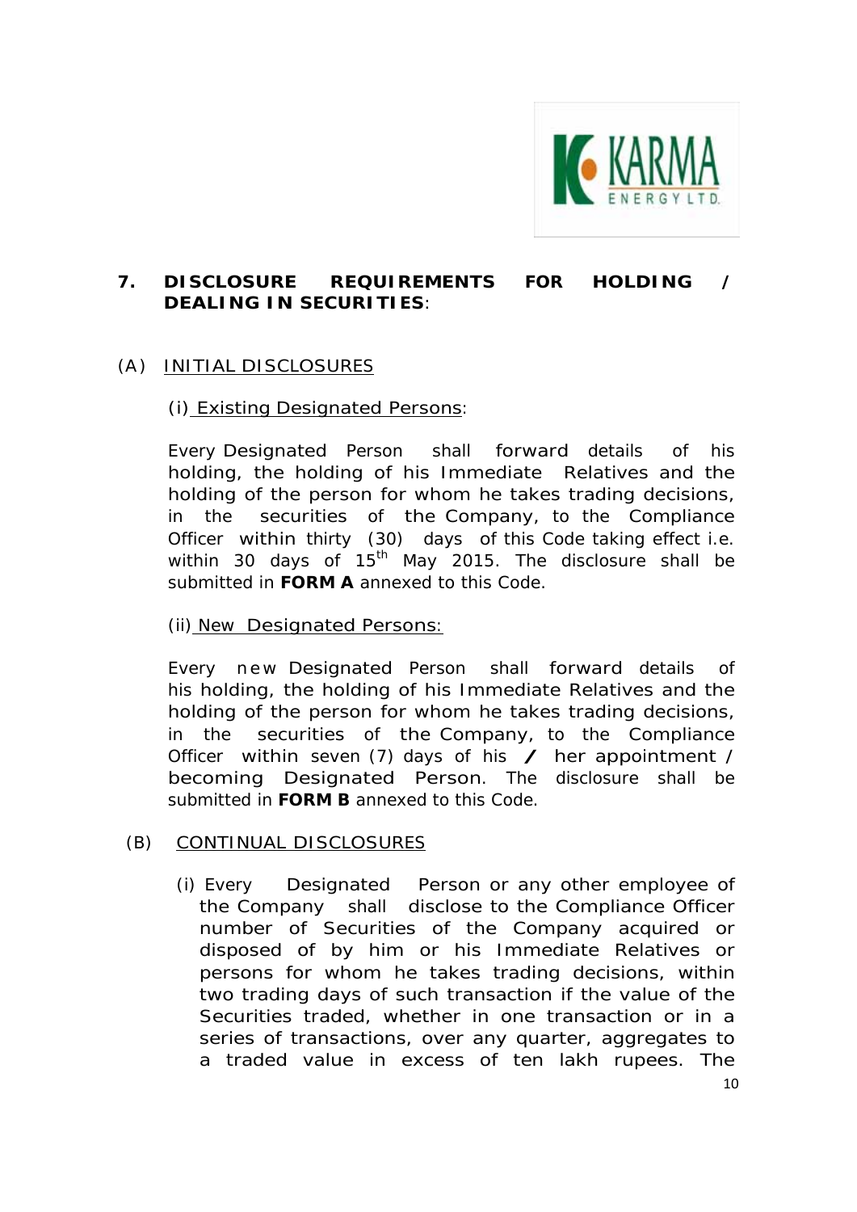## 7. DISCLOSURE REQUIREMENTS FOR HOLDING / DEALING IN SECURITIES:

### (A) INITIAL DISCLOSURES

#### (i) Existing Designated Persons:

Every Designated Person shall forward details of his holding, the holding of his Immediate Relatives and the holding of the person for whom he takes trading decisions, in the securities of the Company, to the Compliance Officer within thirty (30) days of this Code taking effect i.e. within 30 days of 15th May 2015. The disclosure shall be submitted in **FORM A** annexed to this Code.

#### (ii) New Designated Persons:

Every new Designated Person shall forward details of his holding, the holding of his Immediate Relatives and the holding of the person for whom he takes trading decisions, in the securities of the Company, to the Compliance Officer within seven (7) days of his / her appointment / becoming Designated Person. The disclosure shall be submitted in **FORM B** annexed to this Code.

### (B) CONTINUAL DISCLOSURES

(i) Every Designated Person or any other employee of the Company shall disclose to the Compliance Officer number of Securities of the Company acquired or disposed of by him or his Immediate Relatives or persons for whom he takes trading decisions, within two trading days of such transaction if the value of the Securities traded, whether in one transaction or in a series of transactions, over any quarter, aggregates to a traded value in excess of ten lakh rupees. The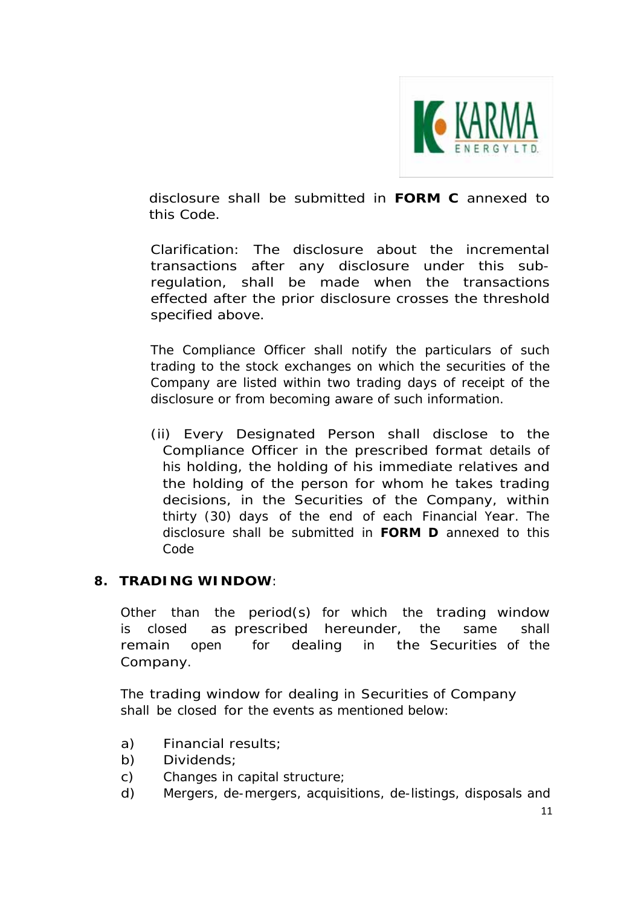disclosure shall be submitted in **FORM C** annexed to this Code.

Clarification: The disclosure about the incremental transactions after any disclosure under this sub-regulation, shall be made when the transactions effected after the prior disclosure crosses the threshold specified above.

The Compliance Officer shall notify the particulars of such trading to the stock exchanges on which the securities of the Company are listed within two trading days of receipt of the disclosure or from becoming aware of such information.

(ii) Every Designated Person shall disclose to the Compliance Officer in the prescribed format details of his holding, the holding of his immediate relatives and the holding of the person for whom he takes trading decisions, in the Securities of the Company, within thirty (30) days of the end of each Financial Year. The disclosure shall be submitted in **FORM D** annexed to this Code

## 8. TRADING WINDOW:

Other than the period(s) for which the trading window is closed as prescribed hereunder, the same shall remain open for dealing in the Securities of the Company.

The trading window for dealing in Securities of Company shall be closed for the events as mentioned below:

a) Financial results;
b) Dividends;
c) Changes in capital structure;
d) Mergers, de-mergers, acquisitions, de-listings, disposals and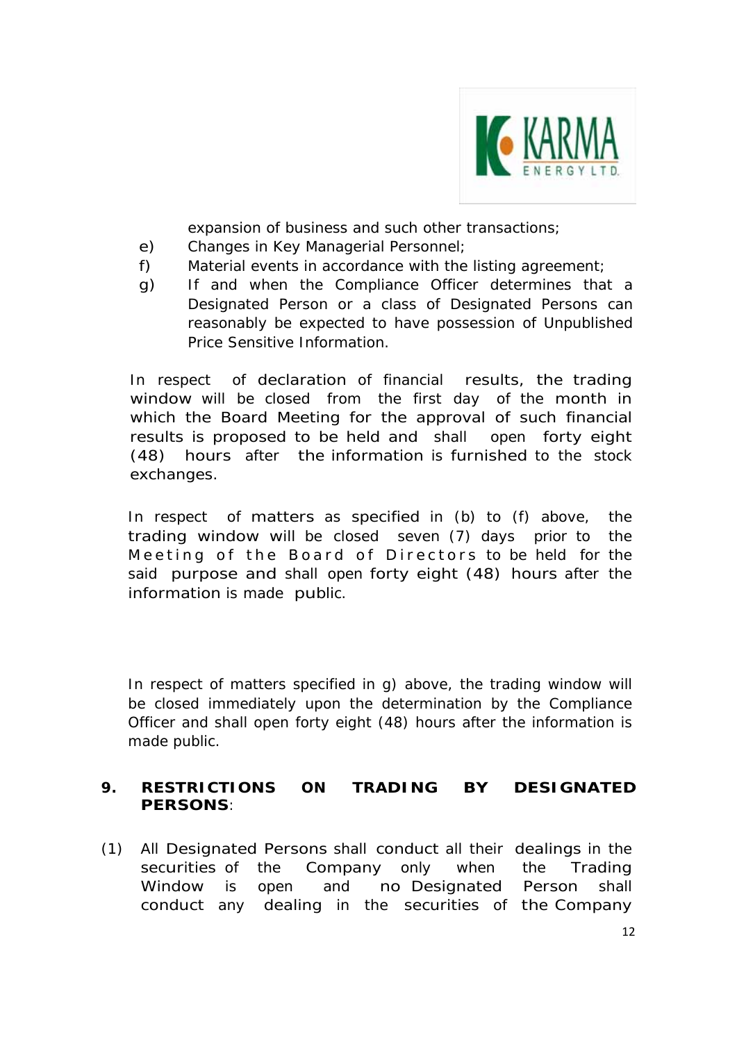expansion of business and such other transactions;

e) Changes in Key Managerial Personnel;

f) Material events in accordance with the listing agreement;

g) If and when the Compliance Officer determines that a Designated Person or a class of Designated Persons can reasonably be expected to have possession of Unpublished Price Sensitive Information.

In respect of declaration of financial results, the trading window will be closed from the first day of the month in which the Board Meeting for the approval of such financial results is proposed to be held and shall open forty eight (48) hours after the information is furnished to the stock exchanges.

In respect of matters as specified in (b) to (f) above, the trading window will be closed seven (7) days prior to the Meeting of the Board of Directors to be held for the said purpose and shall open forty eight (48) hours after the information is made public.

In respect of matters specified in g) above, the trading window will be closed immediately upon the determination by the Compliance Officer and shall open forty eight (48) hours after the information is made public.

## 9. RESTRICTIONS ON TRADING BY DESIGNATED PERSONS:

(1) All Designated Persons shall conduct all their dealings in the securities of the Company only when the Trading Window is open and no Designated Person shall conduct any dealing in the securities of the Company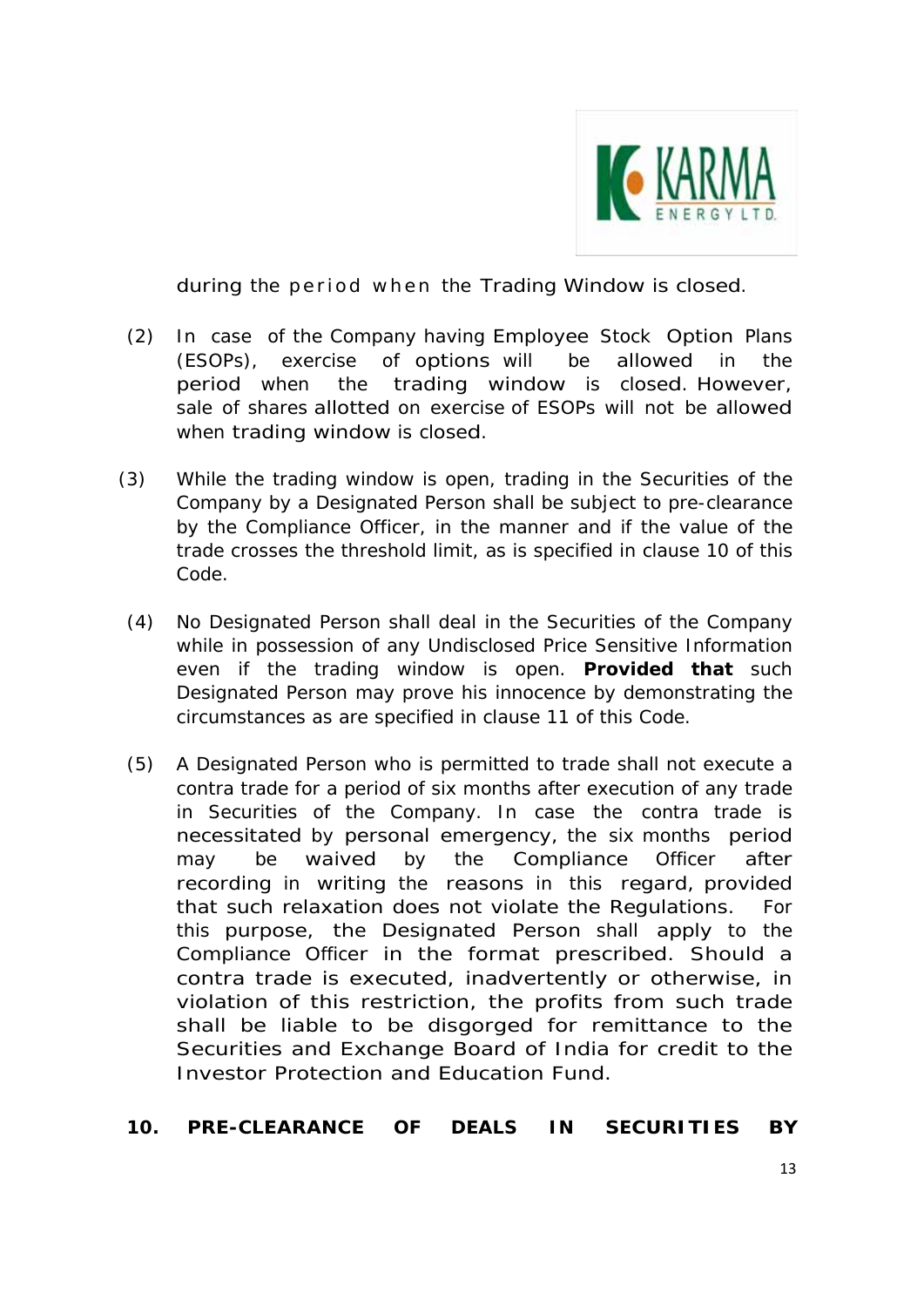during the period when the Trading Window is closed.

(2) In case of the Company having Employee Stock Option Plans (ESOPs), exercise of options will be allowed in the period when the trading window is closed. However, sale of shares allotted on exercise of ESOPs will not be allowed when trading window is closed.

(3) While the trading window is open, trading in the Securities of the Company by a Designated Person shall be subject to pre-clearance by the Compliance Officer, in the manner and if the value of the trade crosses the threshold limit, as is specified in clause 10 of this Code.

(4) No Designated Person shall deal in the Securities of the Company while in possession of any Undisclosed Price Sensitive Information even if the trading window is open. **Provided that** such Designated Person may prove his innocence by demonstrating the circumstances as are specified in clause 11 of this Code.

(5) A Designated Person who is permitted to trade shall not execute a contra trade for a period of six months after execution of any trade in Securities of the Company. In case the contra trade is necessitated by personal emergency, the six months period may be waived by the Compliance Officer after recording in writing the reasons in this regard, provided that such relaxation does not violate the Regulations. For this purpose, the Designated Person shall apply to the Compliance Officer in the format prescribed. Should a contra trade is executed, inadvertently or otherwise, in violation of this restriction, the profits from such trade shall be liable to be disgorged for remittance to the Securities and Exchange Board of India for credit to the Investor Protection and Education Fund.

**10. PRE-CLEARANCE OF DEALS IN SECURITIES BY**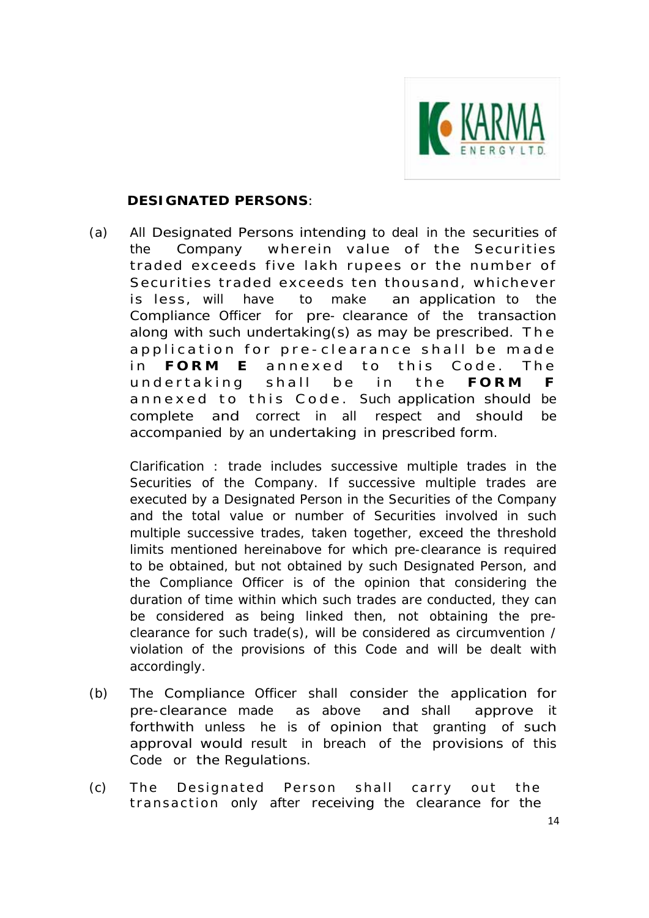**DESIGNATED PERSONS**:

(a) All Designated Persons intending to deal in the securities of the Company wherein value of the Securities traded exceeds five lakh rupees or the number of Securities traded exceeds ten thousand, whichever is less, will have to make an application to the Compliance Officer for pre- clearance of the transaction along with such undertaking(s) as may be prescribed. The application for pre-clearance shall be made in **FORM E** annexed to this Code. The undertaking shall be in the **FORM F** annexed to this Code. Such application should be complete and correct in all respect and should be accompanied by an undertaking in prescribed form.

Clarification : trade includes successive multiple trades in the Securities of the Company. If successive multiple trades are executed by a Designated Person in the Securities of the Company and the total value or number of Securities involved in such multiple successive trades, taken together, exceed the threshold limits mentioned hereinabove for which pre-clearance is required to be obtained, but not obtained by such Designated Person, and the Compliance Officer is of the opinion that considering the duration of time within which such trades are conducted, they can be considered as being linked then, not obtaining the pre-clearance for such trade(s), will be considered as circumvention / violation of the provisions of this Code and will be dealt with accordingly.

(b) The Compliance Officer shall consider the application for pre-clearance made as above and shall approve it forthwith unless he is of opinion that granting of such approval would result in breach of the provisions of this Code or the Regulations.

(c) The Designated Person shall carry out the transaction only after receiving the clearance for the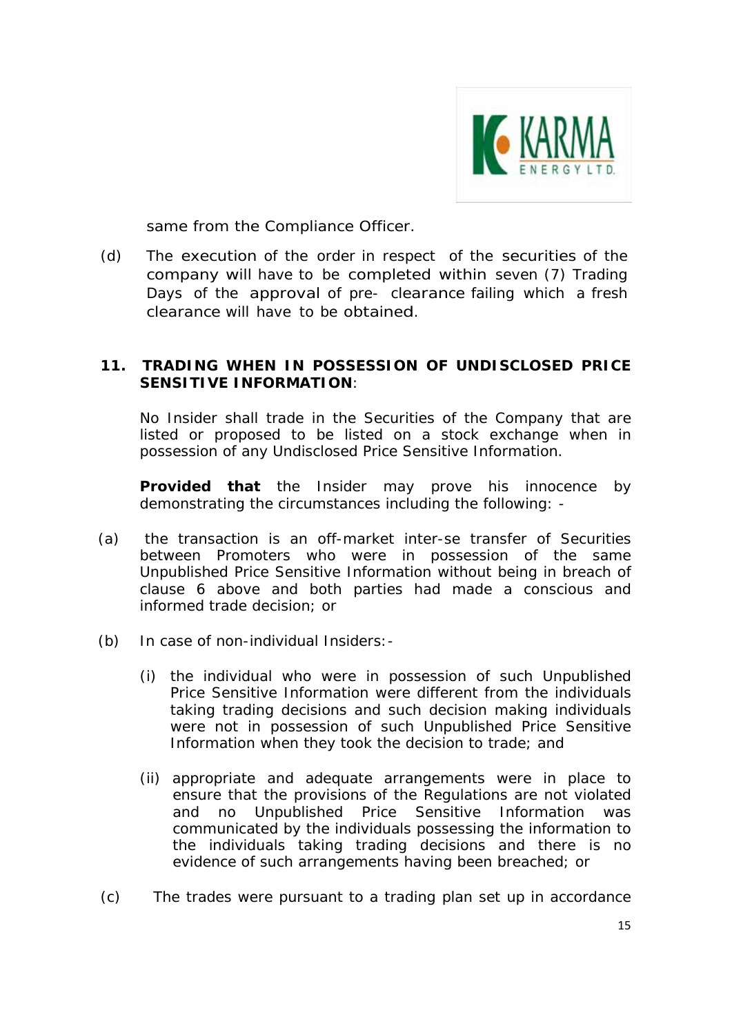same from the Compliance Officer.

(d) The execution of the order in respect of the securities of the company will have to be completed within seven (7) Trading Days of the approval of pre- clearance failing which a fresh clearance will have to be obtained.

## 11. TRADING WHEN IN POSSESSION OF UNDISCLOSED PRICE SENSITIVE INFORMATION:

No Insider shall trade in the Securities of the Company that are listed or proposed to be listed on a stock exchange when in possession of any Undisclosed Price Sensitive Information.

**Provided that** the Insider may prove his innocence by demonstrating the circumstances including the following: -

(a) the transaction is an off-market inter-se transfer of Securities between Promoters who were in possession of the same Unpublished Price Sensitive Information without being in breach of clause 6 above and both parties had made a conscious and informed trade decision; or

(b) In case of non-individual Insiders:-

(i) the individual who were in possession of such Unpublished Price Sensitive Information were different from the individuals taking trading decisions and such decision making individuals were not in possession of such Unpublished Price Sensitive Information when they took the decision to trade; and

(ii) appropriate and adequate arrangements were in place to ensure that the provisions of the Regulations are not violated and no Unpublished Price Sensitive Information was communicated by the individuals possessing the information to the individuals taking trading decisions and there is no evidence of such arrangements having been breached; or

(c) The trades were pursuant to a trading plan set up in accordance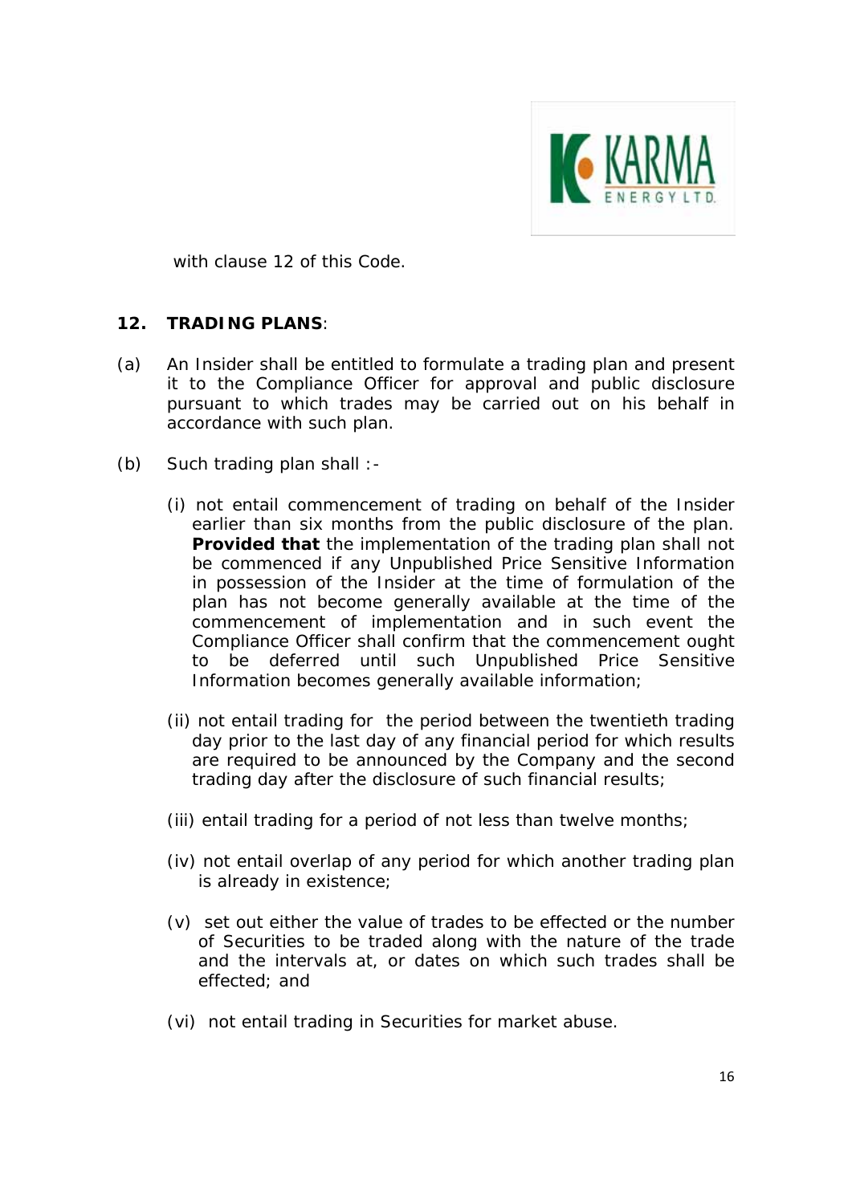with clause 12 of this Code.

## 12. TRADING PLANS:

(a) An Insider shall be entitled to formulate a trading plan and present it to the Compliance Officer for approval and public disclosure pursuant to which trades may be carried out on his behalf in accordance with such plan.

(b) Such trading plan shall :-

(i) not entail commencement of trading on behalf of the Insider earlier than six months from the public disclosure of the plan. **Provided that** the implementation of the trading plan shall not be commenced if any Unpublished Price Sensitive Information in possession of the Insider at the time of formulation of the plan has not become generally available at the time of the commencement of implementation and in such event the Compliance Officer shall confirm that the commencement ought to be deferred until such Unpublished Price Sensitive Information becomes generally available information;

(ii) not entail trading for the period between the twentieth trading day prior to the last day of any financial period for which results are required to be announced by the Company and the second trading day after the disclosure of such financial results;

(iii) entail trading for a period of not less than twelve months;

(iv) not entail overlap of any period for which another trading plan is already in existence;

(v) set out either the value of trades to be effected or the number of Securities to be traded along with the nature of the trade and the intervals at, or dates on which such trades shall be effected; and

(vi) not entail trading in Securities for market abuse.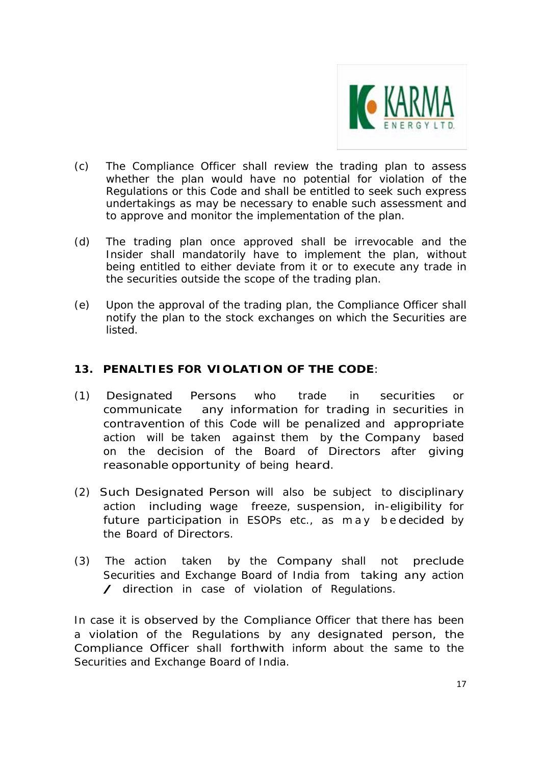(c) The Compliance Officer shall review the trading plan to assess whether the plan would have no potential for violation of the Regulations or this Code and shall be entitled to seek such express undertakings as may be necessary to enable such assessment and to approve and monitor the implementation of the plan.

(d) The trading plan once approved shall be irrevocable and the Insider shall mandatorily have to implement the plan, without being entitled to either deviate from it or to execute any trade in the securities outside the scope of the trading plan.

(e) Upon the approval of the trading plan, the Compliance Officer shall notify the plan to the stock exchanges on which the Securities are listed.

## 13. PENALTIES FOR VIOLATION OF THE CODE:

(1) Designated Persons who trade in securities or communicate any information for trading in securities in contravention of this Code will be penalized and appropriate action will be taken against them by the Company based on the decision of the Board of Directors after giving reasonable opportunity of being heard.

(2) Such Designated Person will also be subject to disciplinary action including wage freeze, suspension, in-eligibility for future participation in ESOPs etc., as may be decided by the Board of Directors.

(3) The action taken by the Company shall not preclude Securities and Exchange Board of India from taking any action / direction in case of violation of Regulations.

In case it is observed by the Compliance Officer that there has been a violation of the Regulations by any designated person, the Compliance Officer shall forthwith inform about the same to the Securities and Exchange Board of India.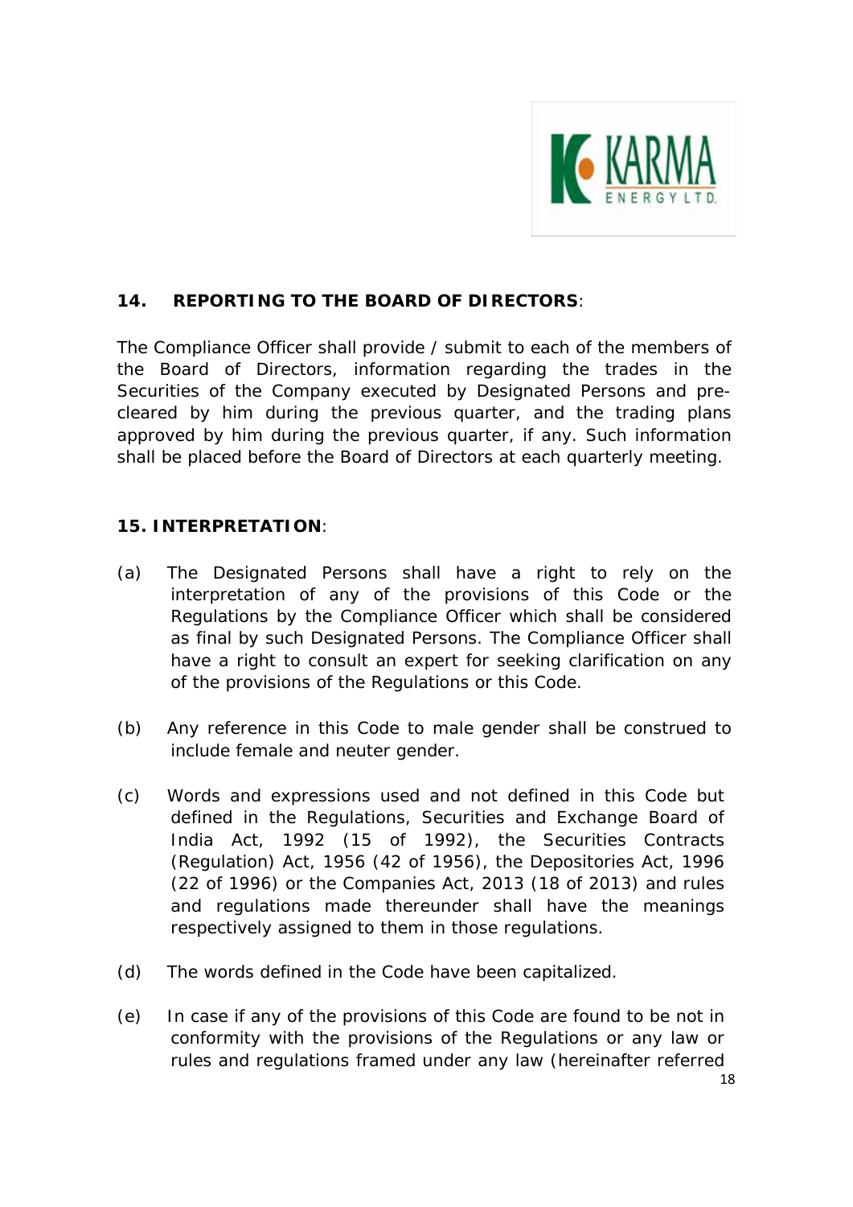## 14. REPORTING TO THE BOARD OF DIRECTORS:

The Compliance Officer shall provide / submit to each of the members of the Board of Directors, information regarding the trades in the Securities of the Company executed by Designated Persons and pre-cleared by him during the previous quarter, and the trading plans approved by him during the previous quarter, if any. Such information shall be placed before the Board of Directors at each quarterly meeting.

## 15. INTERPRETATION:

(a) The Designated Persons shall have a right to rely on the interpretation of any of the provisions of this Code or the Regulations by the Compliance Officer which shall be considered as final by such Designated Persons. The Compliance Officer shall have a right to consult an expert for seeking clarification on any of the provisions of the Regulations or this Code.

(b) Any reference in this Code to male gender shall be construed to include female and neuter gender.

(c) Words and expressions used and not defined in this Code but defined in the Regulations, Securities and Exchange Board of India Act, 1992 (15 of 1992), the Securities Contracts (Regulation) Act, 1956 (42 of 1956), the Depositories Act, 1996 (22 of 1996) or the Companies Act, 2013 (18 of 2013) and rules and regulations made thereunder shall have the meanings respectively assigned to them in those regulations.

(d) The words defined in the Code have been capitalized.

(e) In case if any of the provisions of this Code are found to be not in conformity with the provisions of the Regulations or any law or rules and regulations framed under any law (hereinafter referred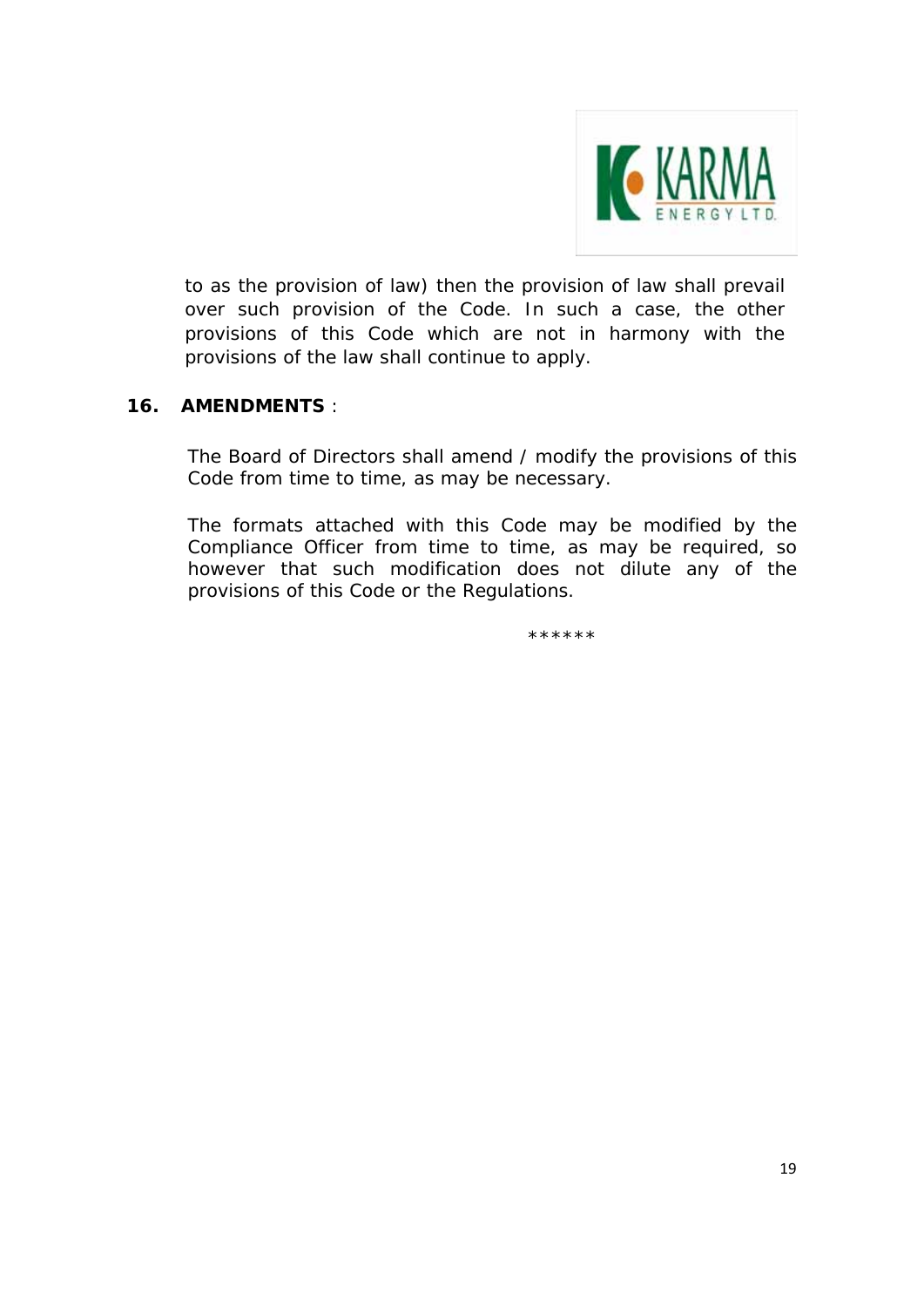to as the provision of law) then the provision of law shall prevail over such provision of the Code. In such a case, the other provisions of this Code which are not in harmony with the provisions of the law shall continue to apply.

## 16. AMENDMENTS :

The Board of Directors shall amend / modify the provisions of this Code from time to time, as may be necessary.

The formats attached with this Code may be modified by the Compliance Officer from time to time, as may be required, so however that such modification does not dilute any of the provisions of this Code or the Regulations.

******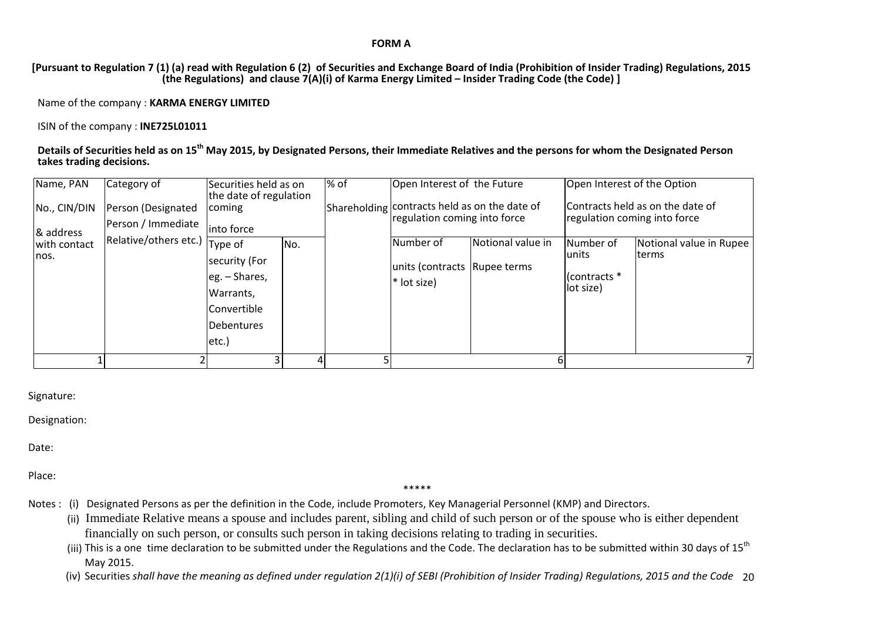**FORM A**

**[Pursuant to Regulation 7 (1) (a) read with Regulation 6 (2) of Securities and Exchange Board of India (Prohibition of Insider Trading) Regulations, 2015 (the Regulations) and clause 7(A)(i) of Karma Energy Limited – Insider Trading Code (the Code) ]**

Name of the company : **KARMA ENERGY LIMITED**

ISIN of the company : **INE725L01011**

**Details of Securities held as on 15th May 2015, by Designated Persons, their Immediate Relatives and the persons for whom the Designated Person takes trading decisions.**

| Name, PAN No., CIN/DIN & address with contact nos. | Category of Person (Designated Person / Immediate Relative/others etc.) | Securities held as on the date of regulation coming into force | | % of Shareholding | Open Interest of the Future contracts held as on the date of regulation coming into force | | Open Interest of the Option Contracts held as on the date of regulation coming into force | |
|---|---|---|---|---|---|---|---|---|
| | | Type of security (For eg. – Shares, Warrants, Convertible Debentures etc.) | No. | | Number of units (contracts * lot size) | Notional value in Rupee terms | Number of units (contracts * lot size) | Notional value in Rupee terms |
| 1 | 2 | 3 | 4 | 5 | 6 | | 7 | |

Signature:

Designation:

Date:

Place:

*****

Notes : (i) Designated Persons as per the definition in the Code, include Promoters, Key Managerial Personnel (KMP) and Directors.

(ii) Immediate Relative means a spouse and includes parent, sibling and child of such person or of the spouse who is either dependent financially on such person, or consults such person in taking decisions relating to trading in securities.

(iii) This is a one time declaration to be submitted under the Regulations and the Code. The declaration has to be submitted within 30 days of 15th May 2015.

(iv) Securities *shall have the meaning as defined under regulation 2(1)(i) of SEBI (Prohibition of Insider Trading) Regulations, 2015 and the Code*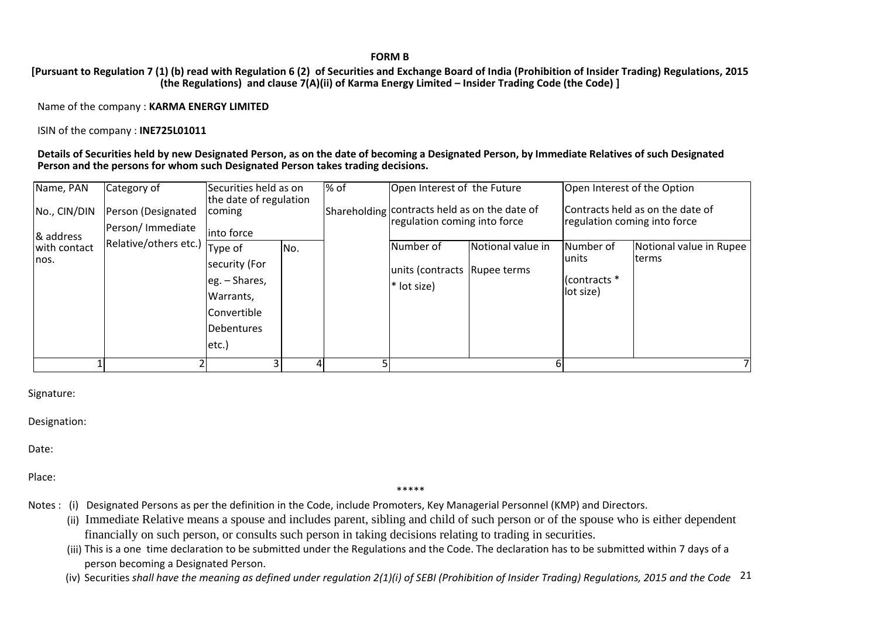# FORM B

**[Pursuant to Regulation 7 (1) (b) read with Regulation 6 (2) of Securities and Exchange Board of India (Prohibition of Insider Trading) Regulations, 2015 (the Regulations) and clause 7(A)(ii) of Karma Energy Limited – Insider Trading Code (the Code) ]**

Name of the company : **KARMA ENERGY LIMITED**

ISIN of the company : **INE725L01011**

**Details of Securities held by new Designated Person, as on the date of becoming a Designated Person, by Immediate Relatives of such Designated Person and the persons for whom such Designated Person takes trading decisions.**

| Name, PAN No., CIN/DIN & address with contact nos. | Category of Person (Designated Person/ Immediate Relative/others etc.) | Securities held as on the date of regulation coming into force | | % of Shareholding | Open Interest of the Future contracts held as on the date of regulation coming into force | | Open Interest of the Option Contracts held as on the date of regulation coming into force | |
|---|---|---|---|---|---|---|---|---|
| | | Type of security (For eg. – Shares, Warrants, Convertible Debentures etc.) | No. | | Number of units (contracts * lot size) | Notional value in Rupee terms | Number of units (contracts * lot size) | Notional value in Rupee terms |
| 1 | 2 | 3 | 4 | 5 | 6 | | 7 | |

Signature:

Designation:

Date:

Place:

*****

Notes :
(i) Designated Persons as per the definition in the Code, include Promoters, Key Managerial Personnel (KMP) and Directors.
(ii) Immediate Relative means a spouse and includes parent, sibling and child of such person or of the spouse who is either dependent financially on such person, or consults such person in taking decisions relating to trading in securities.
(iii) This is a one time declaration to be submitted under the Regulations and the Code. The declaration has to be submitted within 7 days of a person becoming a Designated Person.
(iv) Securities *shall have the meaning as defined under regulation 2(1)(i) of SEBI (Prohibition of Insider Trading) Regulations, 2015 and the Code*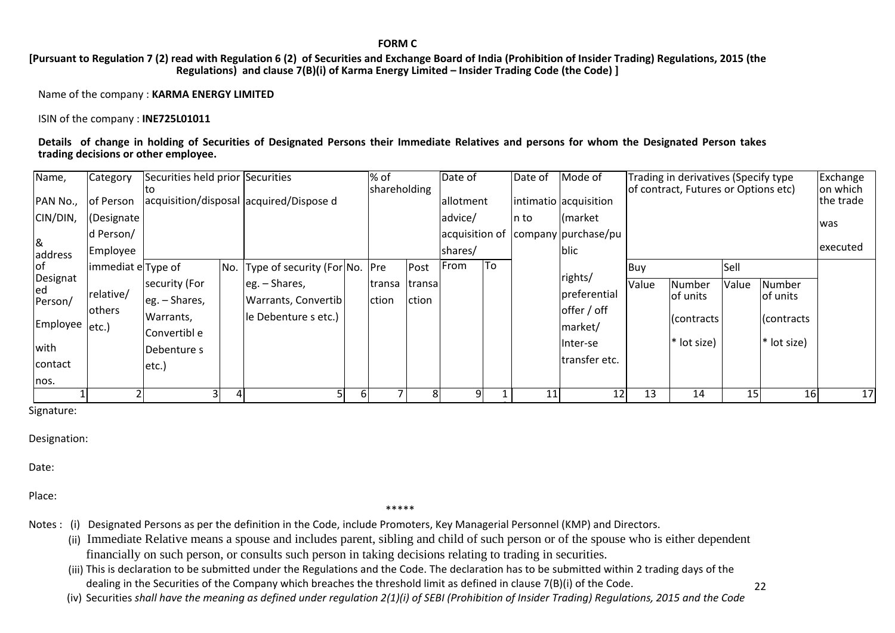**FORM C**

**[Pursuant to Regulation 7 (2) read with Regulation 6 (2) of Securities and Exchange Board of India (Prohibition of Insider Trading) Regulations, 2015 (the Regulations) and clause 7(B)(i) of Karma Energy Limited – Insider Trading Code (the Code) ]**

Name of the company : **KARMA ENERGY LIMITED**

ISIN of the company : **INE725L01011**

**Details of change in holding of Securities of Designated Persons their Immediate Relatives and persons for whom the Designated Person takes trading decisions or other employee.**

| Name, PAN No., CIN/DIN, & address of Designated Person/ Employee with contact nos. | Category of Person (Designated Person/ Employee immediate relative/ others etc.) | Securities held prior to acquisition/disposal | | Securities acquired/Disposed | | % of shareholding | | Date of allotment advice/ acquisition of shares/ | | Date of intimation to company | Mode of acquisition (market purchase/public rights/ preferential offer / off market/ Inter-se transfer etc. | Trading in derivatives (Specify type of contract, Futures or Options etc) | | | | Exchange on which the trade was executed |
|---|---|---|---|---|---|---|---|---|---|---|---|---|---|---|---|---|
| | | Type of security (For eg. – Shares, Warrants, Convertible Debentures etc.) | No. | Type of security (For eg. – Shares, Warrants, Convertible Debentures etc.) | No. | Pre transaction | Post transaction | From | To | | | Buy | | Sell | | |
| | | | | | | | | | | | | Value | Number of units (contracts * lot size) | Value | Number of units (contracts * lot size) | |
| 1 | 2 | 3 | 4 | 5 | 6 | 7 | 8 | 9 | 10 | 11 | 12 | 13 | 14 | 15 | 16 | 17 |

Signature:

Designation:

Date:

Place:

\*\*\*\*\*

Notes :
(i) Designated Persons as per the definition in the Code, include Promoters, Key Managerial Personnel (KMP) and Directors.
(ii) Immediate Relative means a spouse and includes parent, sibling and child of such person or of the spouse who is either dependent financially on such person, or consults such person in taking decisions relating to trading in securities.
(iii) This is declaration to be submitted under the Regulations and the Code. The declaration has to be submitted within 2 trading days of the dealing in the Securities of the Company which breaches the threshold limit as defined in clause 7(B)(i) of the Code.
(iv) Securities *shall have the meaning as defined under regulation 2(1)(i) of SEBI (Prohibition of Insider Trading) Regulations, 2015 and the Code*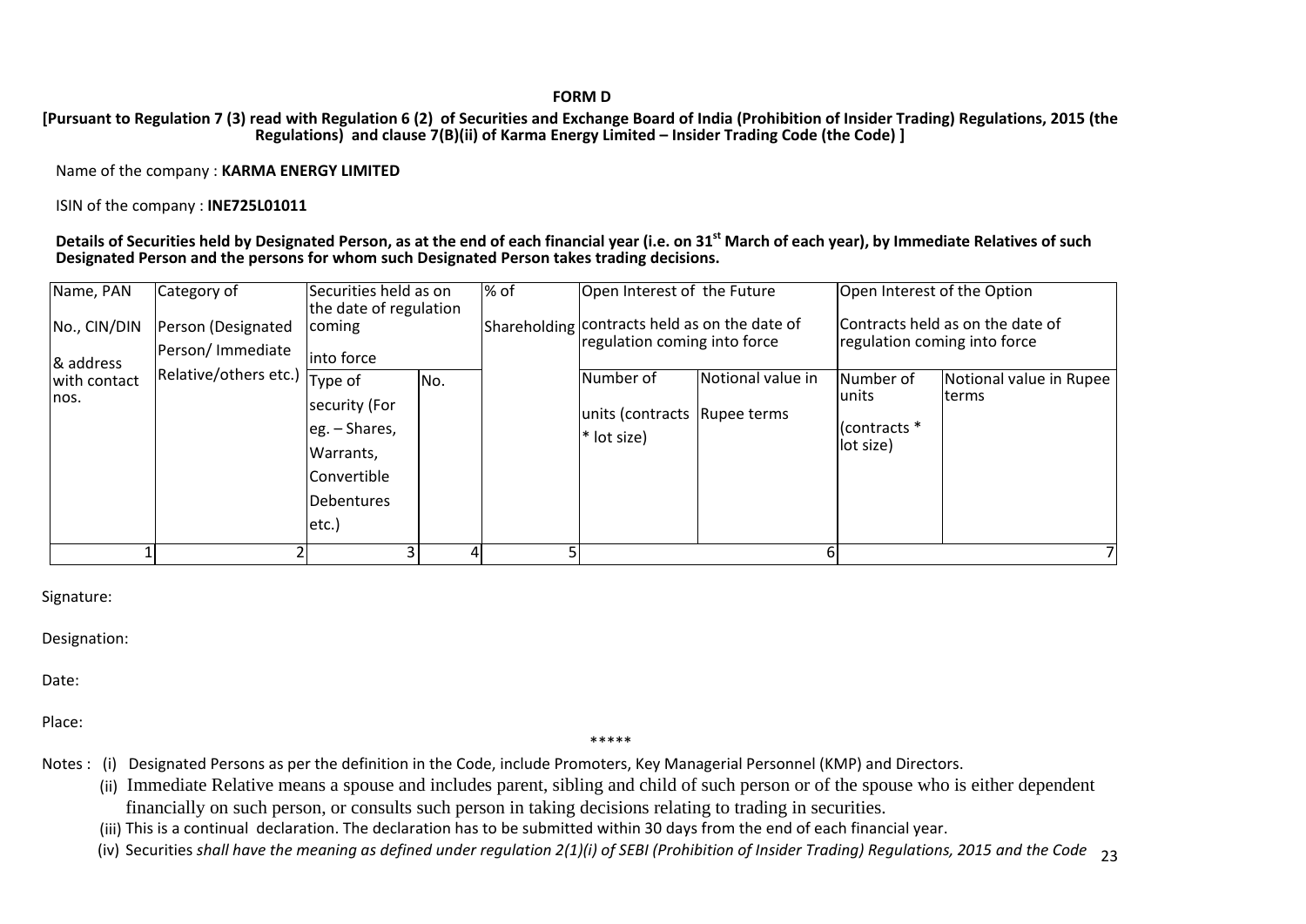# FORM D

**[Pursuant to Regulation 7 (3) read with Regulation 6 (2) of Securities and Exchange Board of India (Prohibition of Insider Trading) Regulations, 2015 (the Regulations) and clause 7(B)(ii) of Karma Energy Limited – Insider Trading Code (the Code) ]**

Name of the company : **KARMA ENERGY LIMITED**

ISIN of the company : **INE725L01011**

**Details of Securities held by Designated Person, as at the end of each financial year (i.e. on 31st March of each year), by Immediate Relatives of such Designated Person and the persons for whom such Designated Person takes trading decisions.**

| Name, PAN No., CIN/DIN & address with contact nos. | Category of Person (Designated Person/ Immediate Relative/others etc.) | Securities held as on the date of regulation coming into force | | % of Shareholding | Open Interest of the Future contracts held as on the date of regulation coming into force | | Open Interest of the Option Contracts held as on the date of regulation coming into force | |
|---|---|---|---|---|---|---|---|---|
| | | Type of security (For eg. – Shares, Warrants, Convertible Debentures etc.) | No. | | Number of units (contracts * lot size) | Notional value in Rupee terms | Number of units (contracts * lot size) | Notional value in Rupee terms |
| 1 | 2 | 3 | 4 | 5 | 6 | | 7 | |

Signature:

Designation:

Date:

Place:

*****

Notes : (i) Designated Persons as per the definition in the Code, include Promoters, Key Managerial Personnel (KMP) and Directors.

(ii) Immediate Relative means a spouse and includes parent, sibling and child of such person or of the spouse who is either dependent financially on such person, or consults such person in taking decisions relating to trading in securities.

(iii) This is a continual declaration. The declaration has to be submitted within 30 days from the end of each financial year.

(iv) Securities *shall have the meaning as defined under regulation 2(1)(i) of SEBI (Prohibition of Insider Trading) Regulations, 2015 and the Code*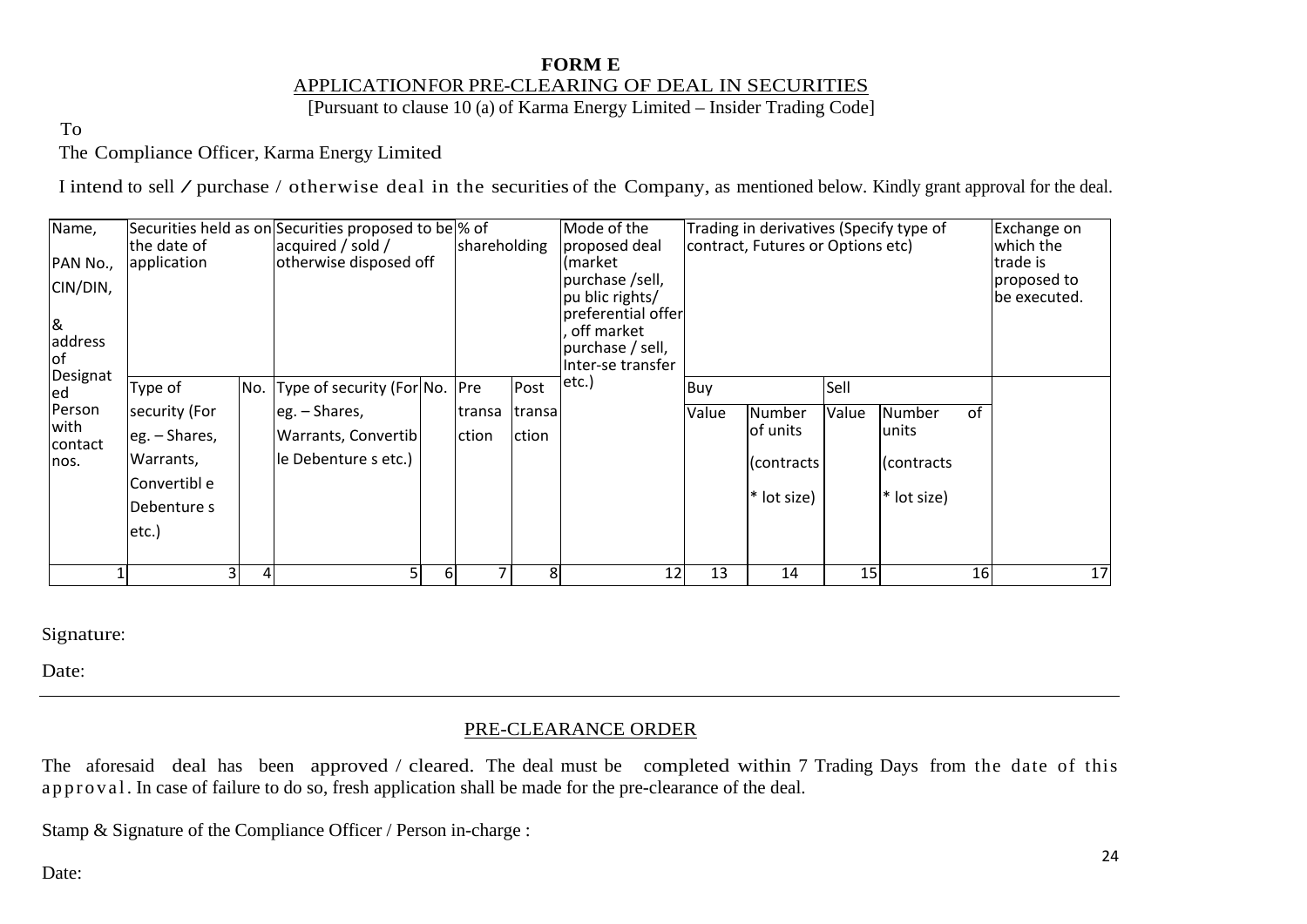**FORM E**

APPLICATIONFOR PRE-CLEARING OF DEAL IN SECURITIES

[Pursuant to clause 10 (a) of Karma Energy Limited – Insider Trading Code]

To

The Compliance Officer, Karma Energy Limited

I intend to sell / purchase / otherwise deal in the securities of the Company, as mentioned below. Kindly grant approval for the deal.

| Name, PAN No., CIN/DIN, & address of Designated Person with contact nos. | Securities held as on the date of application | | Securities proposed to be acquired / sold / otherwise disposed off | | % of shareholding | | Mode of the proposed deal (market purchase /sell, pu blic rights/ preferential offer, off market purchase / sell, Inter-se transfer etc.) | Trading in derivatives (Specify type of contract, Futures or Options etc) | | | | Exchange on which the trade is proposed to be executed. |
|---|---|---|---|---|---|---|---|---|---|---|---|---|
| | Type of security (For eg. – Shares, Warrants, Convertibl e Debenture s etc.) | No. | Type of security (For eg. – Shares, Warrants, Convertib le Debenture s etc.) | No. | Pre transa ction | Post transa ction | | Buy | | Sell | | |
| | | | | | | | | Value | Number of units (contracts * lot size) | Value | Number of units (contracts * lot size) | |
| 1 | 3 | 4 | 5 | 6 | 7 | 8 | 12 | 13 | 14 | 15 | 16 | 17 |

Signature:

Date:

---

## PRE-CLEARANCE ORDER

The aforesaid deal has been approved / cleared. The deal must be completed within 7 Trading Days from the date of this approval. In case of failure to do so, fresh application shall be made for the pre-clearance of the deal.

Stamp & Signature of the Compliance Officer / Person in-charge :

Date: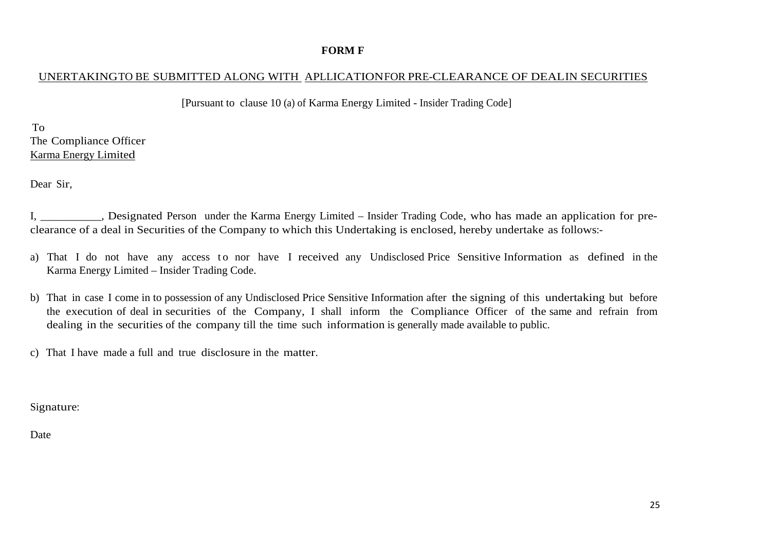**FORM F**

UNERTAKINGTO BE SUBMITTED ALONG WITH APLLICATIONFOR PRE-CLEARANCE OF DEALIN SECURITIES

[Pursuant to clause 10 (a) of Karma Energy Limited - Insider Trading Code]

To
The Compliance Officer
Karma Energy Limited

Dear Sir,

I, __________, Designated Person under the Karma Energy Limited – Insider Trading Code, who has made an application for pre-clearance of a deal in Securities of the Company to which this Undertaking is enclosed, hereby undertake as follows:-

a) That I do not have any access to nor have I received any Undisclosed Price Sensitive Information as defined in the Karma Energy Limited – Insider Trading Code.

b) That in case I come in to possession of any Undisclosed Price Sensitive Information after the signing of this undertaking but before the execution of deal in securities of the Company, I shall inform the Compliance Officer of the same and refrain from dealing in the securities of the company till the time such information is generally made available to public.

c) That I have made a full and true disclosure in the matter.

Signature:

Date